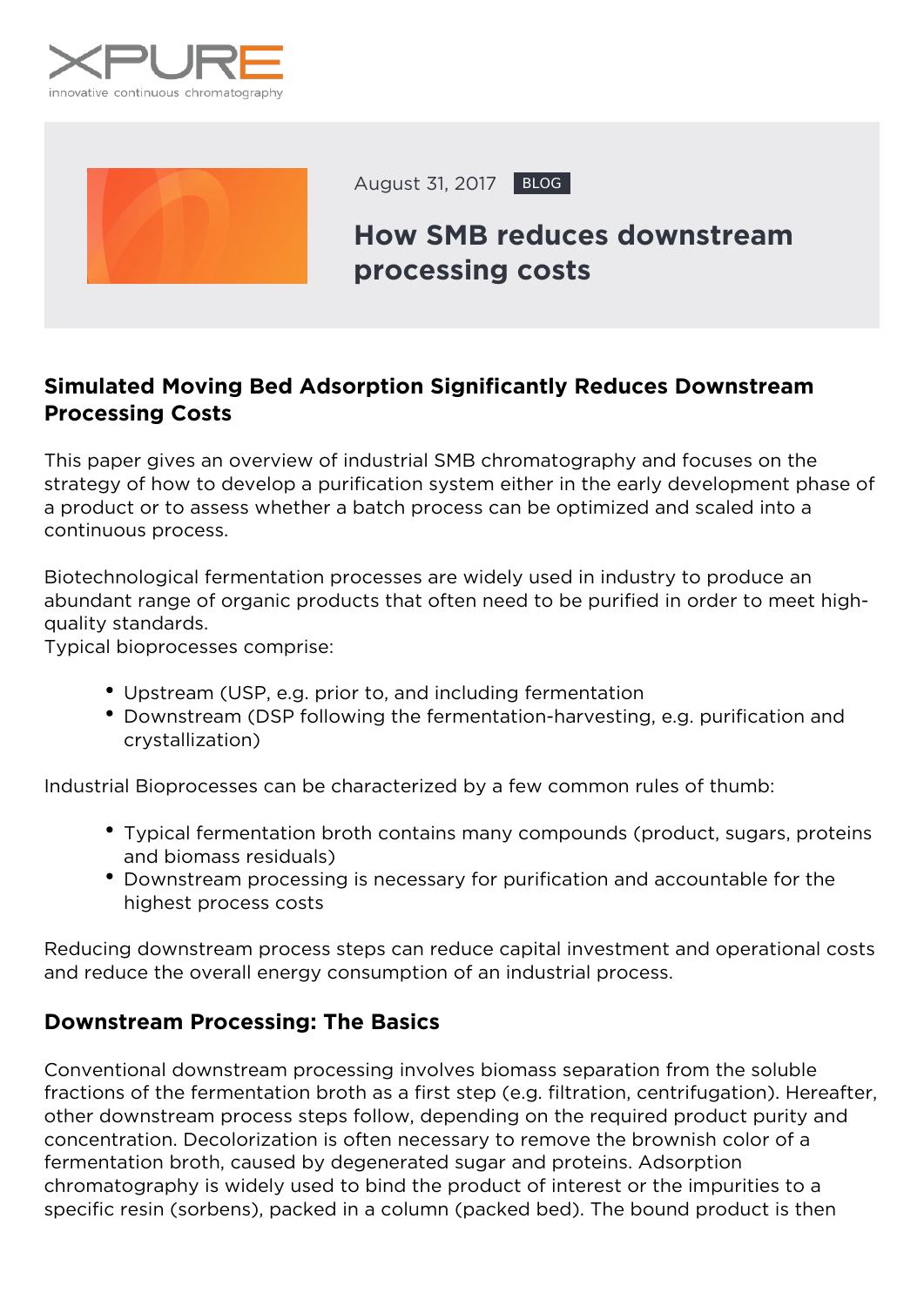August 31, 2017 BLOG

# How SMB reduces downstream processing costs

## Simulated Moving Bed Adsorption Significantly Reduces Downstream Processing Costs

This paper gives an overview of industrial SMB chromatography and focuses on the strategy of how to develop a purification system either in the early development phase of a product or to assess whether a batch process can be optimized and scaled into a continuous process.

Biotechnological fermentation processes are widely used in industry to produce an abundant range of organic products that often need to be purified in order to meet high-quality standards.
Typical bioprocesses comprise:

- Upstream (USP, e.g. prior to, and including fermentation
- Downstream (DSP following the fermentation-harvesting, e.g. purification and crystallization)

Industrial Bioprocesses can be characterized by a few common rules of thumb:

- Typical fermentation broth contains many compounds (product, sugars, proteins and biomass residuals)
- Downstream processing is necessary for purification and accountable for the highest process costs

Reducing downstream process steps can reduce capital investment and operational costs and reduce the overall energy consumption of an industrial process.

## Downstream Processing: The Basics

Conventional downstream processing involves biomass separation from the soluble fractions of the fermentation broth as a first step (e.g. filtration, centrifugation). Hereafter, other downstream process steps follow, depending on the required product purity and concentration. Decolorization is often necessary to remove the brownish color of a fermentation broth, caused by degenerated sugar and proteins. Adsorption chromatography is widely used to bind the product of interest or the impurities to a specific resin (sorbens), packed in a column (packed bed). The bound product is then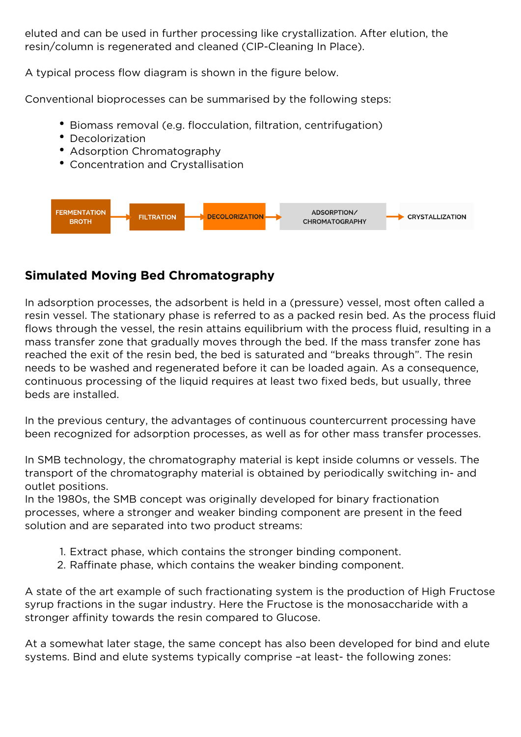eluted and can be used in further processing like crystallization. After elution, the resin/column is regenerated and cleaned (CIP-Cleaning In Place).

A typical process flow diagram is shown in the figure below.

Conventional bioprocesses can be summarised by the following steps:

- Biomass removal (e.g. flocculation, filtration, centrifugation)
- Decolorization
- Adsorption Chromatography
- Concentration and Crystallisation

FERMENTATION BROTH → FILTRATION → DECOLORIZATION → ADSORPTION/ CHROMATOGRAPHY → CRYSTALLIZATION

## Simulated Moving Bed Chromatography

In adsorption processes, the adsorbent is held in a (pressure) vessel, most often called a resin vessel. The stationary phase is referred to as a packed resin bed. As the process fluid flows through the vessel, the resin attains equilibrium with the process fluid, resulting in a mass transfer zone that gradually moves through the bed. If the mass transfer zone has reached the exit of the resin bed, the bed is saturated and "breaks through". The resin needs to be washed and regenerated before it can be loaded again. As a consequence, continuous processing of the liquid requires at least two fixed beds, but usually, three beds are installed.

In the previous century, the advantages of continuous countercurrent processing have been recognized for adsorption processes, as well as for other mass transfer processes.

In SMB technology, the chromatography material is kept inside columns or vessels. The transport of the chromatography material is obtained by periodically switching in- and outlet positions.
In the 1980s, the SMB concept was originally developed for binary fractionation processes, where a stronger and weaker binding component are present in the feed solution and are separated into two product streams:

1. Extract phase, which contains the stronger binding component.
2. Raffinate phase, which contains the weaker binding component.

A state of the art example of such fractionating system is the production of High Fructose syrup fractions in the sugar industry. Here the Fructose is the monosaccharide with a stronger affinity towards the resin compared to Glucose.

At a somewhat later stage, the same concept has also been developed for bind and elute systems. Bind and elute systems typically comprise –at least- the following zones: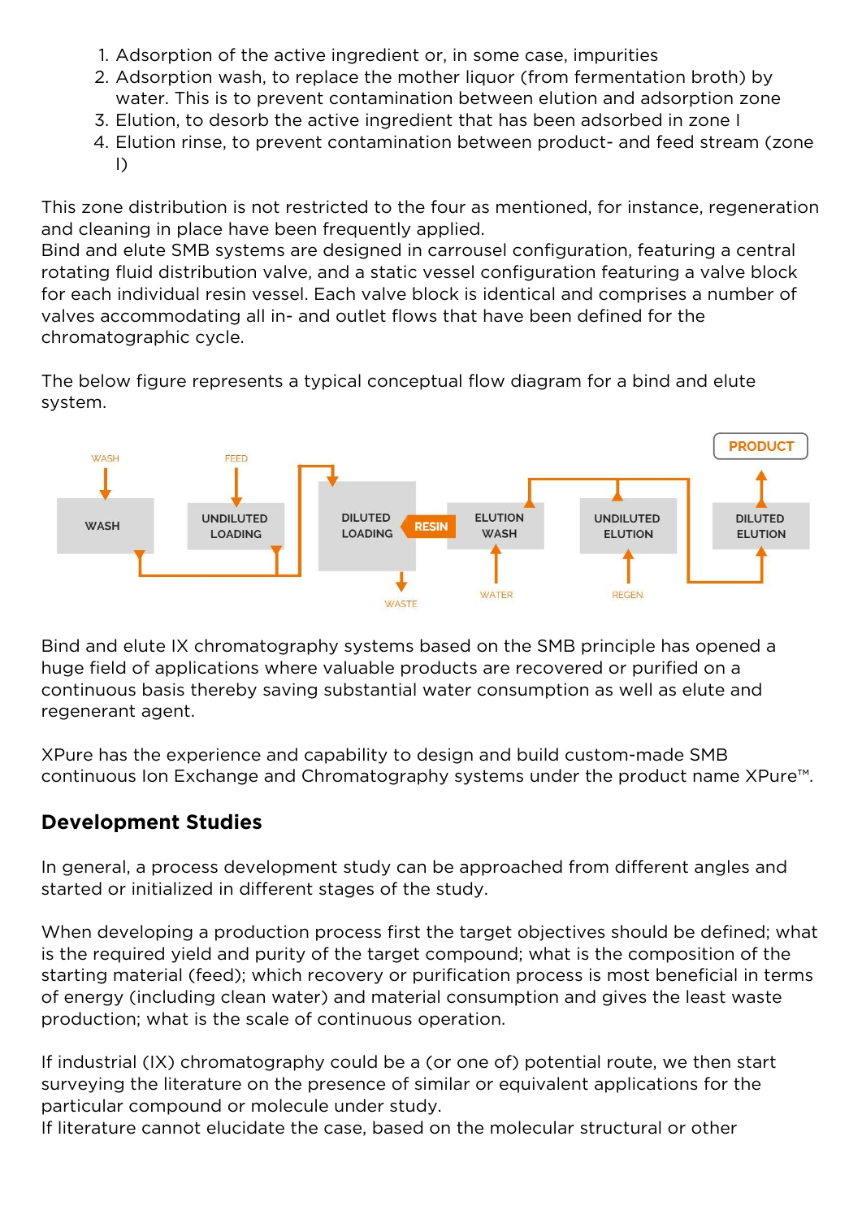1. Adsorption of the active ingredient or, in some case, impurities
2. Adsorption wash, to replace the mother liquor (from fermentation broth) by water. This is to prevent contamination between elution and adsorption zone
3. Elution, to desorb the active ingredient that has been adsorbed in zone I
4. Elution rinse, to prevent contamination between product- and feed stream (zone I)

This zone distribution is not restricted to the four as mentioned, for instance, regeneration and cleaning in place have been frequently applied.
Bind and elute SMB systems are designed in carrousel configuration, featuring a central rotating fluid distribution valve, and a static vessel configuration featuring a valve block for each individual resin vessel. Each valve block is identical and comprises a number of valves accommodating all in- and outlet flows that have been defined for the chromatographic cycle.

The below figure represents a typical conceptual flow diagram for a bind and elute system.

WASH | FEED | PRODUCT

WASH | UNDILUTED LOADING | DILUTED LOADING | RESIN | ELUTION WASH | UNDILUTED ELUTION | DILUTED ELUTION

WASTE | WATER | REGEN.

Bind and elute IX chromatography systems based on the SMB principle has opened a huge field of applications where valuable products are recovered or purified on a continuous basis thereby saving substantial water consumption as well as elute and regenerant agent.

XPure has the experience and capability to design and build custom-made SMB continuous Ion Exchange and Chromatography systems under the product name XPure™.

## Development Studies

In general, a process development study can be approached from different angles and started or initialized in different stages of the study.

When developing a production process first the target objectives should be defined; what is the required yield and purity of the target compound; what is the composition of the starting material (feed); which recovery or purification process is most beneficial in terms of energy (including clean water) and material consumption and gives the least waste production; what is the scale of continuous operation.

If industrial (IX) chromatography could be a (or one of) potential route, we then start surveying the literature on the presence of similar or equivalent applications for the particular compound or molecule under study.
If literature cannot elucidate the case, based on the molecular structural or other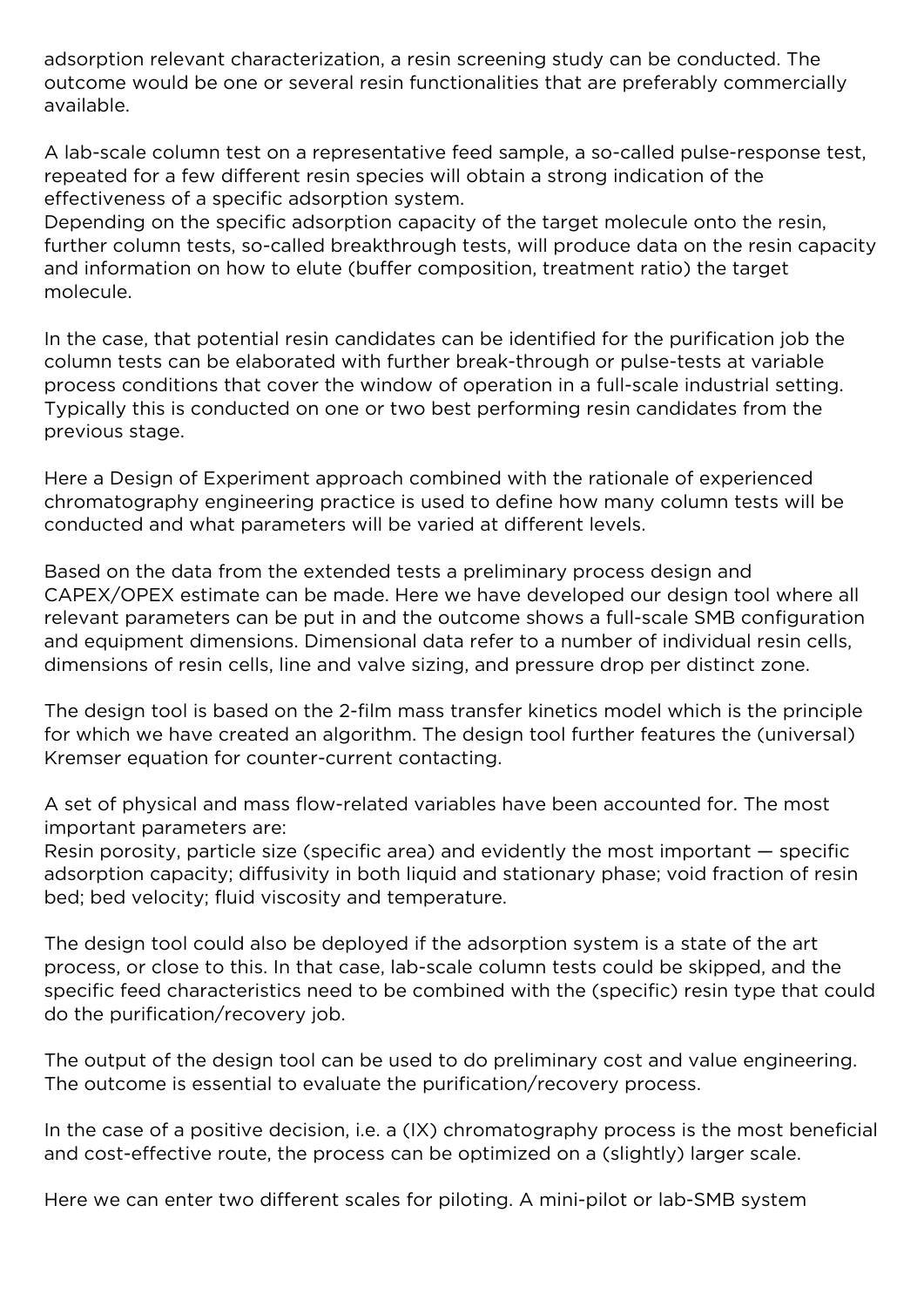adsorption relevant characterization, a resin screening study can be conducted. The outcome would be one or several resin functionalities that are preferably commercially available.

A lab-scale column test on a representative feed sample, a so-called pulse-response test, repeated for a few different resin species will obtain a strong indication of the effectiveness of a specific adsorption system.
Depending on the specific adsorption capacity of the target molecule onto the resin, further column tests, so-called breakthrough tests, will produce data on the resin capacity and information on how to elute (buffer composition, treatment ratio) the target molecule.

In the case, that potential resin candidates can be identified for the purification job the column tests can be elaborated with further break-through or pulse-tests at variable process conditions that cover the window of operation in a full-scale industrial setting. Typically this is conducted on one or two best performing resin candidates from the previous stage.

Here a Design of Experiment approach combined with the rationale of experienced chromatography engineering practice is used to define how many column tests will be conducted and what parameters will be varied at different levels.

Based on the data from the extended tests a preliminary process design and CAPEX/OPEX estimate can be made. Here we have developed our design tool where all relevant parameters can be put in and the outcome shows a full-scale SMB configuration and equipment dimensions. Dimensional data refer to a number of individual resin cells, dimensions of resin cells, line and valve sizing, and pressure drop per distinct zone.

The design tool is based on the 2-film mass transfer kinetics model which is the principle for which we have created an algorithm. The design tool further features the (universal) Kremser equation for counter-current contacting.

A set of physical and mass flow-related variables have been accounted for. The most important parameters are:
Resin porosity, particle size (specific area) and evidently the most important — specific adsorption capacity; diffusivity in both liquid and stationary phase; void fraction of resin bed; bed velocity; fluid viscosity and temperature.

The design tool could also be deployed if the adsorption system is a state of the art process, or close to this. In that case, lab-scale column tests could be skipped, and the specific feed characteristics need to be combined with the (specific) resin type that could do the purification/recovery job.

The output of the design tool can be used to do preliminary cost and value engineering. The outcome is essential to evaluate the purification/recovery process.

In the case of a positive decision, i.e. a (IX) chromatography process is the most beneficial and cost-effective route, the process can be optimized on a (slightly) larger scale.

Here we can enter two different scales for piloting. A mini-pilot or lab-SMB system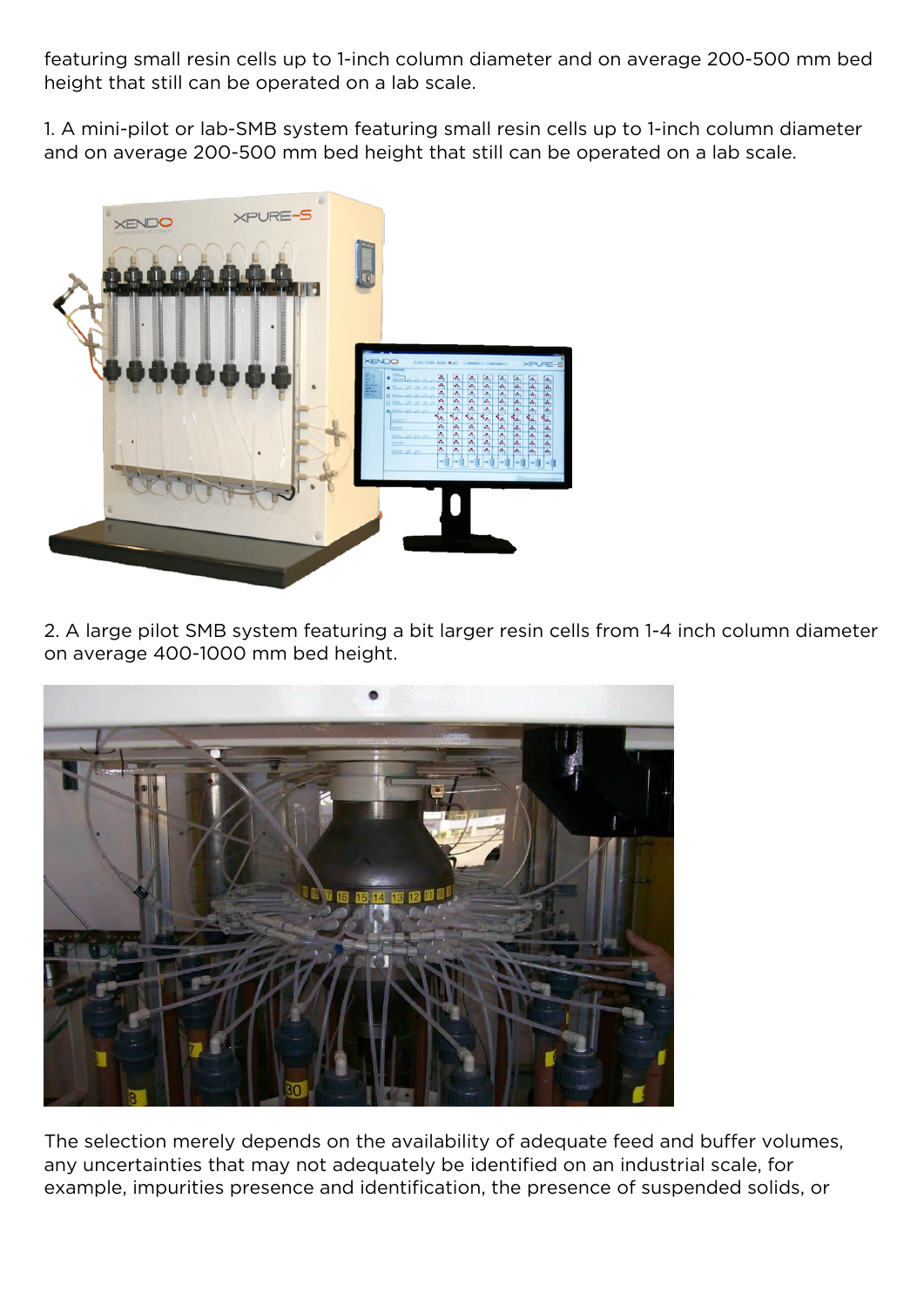featuring small resin cells up to 1-inch column diameter and on average 200-500 mm bed height that still can be operated on a lab scale.

1. A mini-pilot or lab-SMB system featuring small resin cells up to 1-inch column diameter and on average 200-500 mm bed height that still can be operated on a lab scale.

2. A large pilot SMB system featuring a bit larger resin cells from 1-4 inch column diameter on average 400-1000 mm bed height.

The selection merely depends on the availability of adequate feed and buffer volumes, any uncertainties that may not adequately be identified on an industrial scale, for example, impurities presence and identification, the presence of suspended solids, or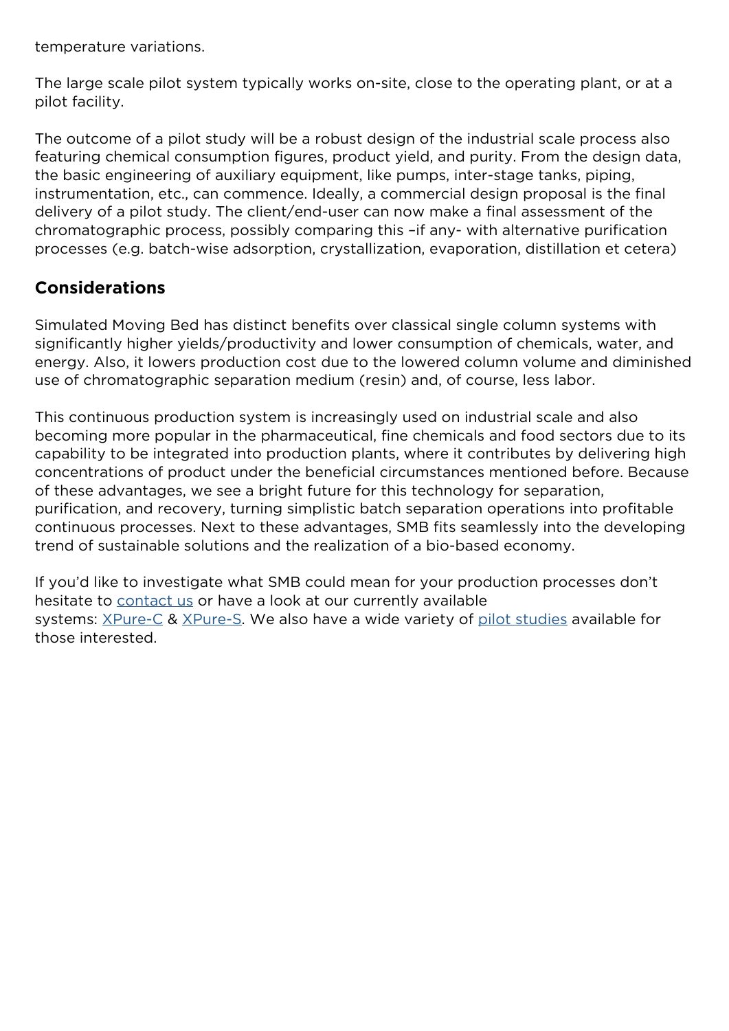temperature variations.

The large scale pilot system typically works on-site, close to the operating plant, or at a pilot facility.

The outcome of a pilot study will be a robust design of the industrial scale process also featuring chemical consumption figures, product yield, and purity. From the design data, the basic engineering of auxiliary equipment, like pumps, inter-stage tanks, piping, instrumentation, etc., can commence. Ideally, a commercial design proposal is the final delivery of a pilot study. The client/end-user can now make a final assessment of the chromatographic process, possibly comparing this –if any- with alternative purification processes (e.g. batch-wise adsorption, crystallization, evaporation, distillation et cetera)

## Considerations

Simulated Moving Bed has distinct benefits over classical single column systems with significantly higher yields/productivity and lower consumption of chemicals, water, and energy. Also, it lowers production cost due to the lowered column volume and diminished use of chromatographic separation medium (resin) and, of course, less labor.

This continuous production system is increasingly used on industrial scale and also becoming more popular in the pharmaceutical, fine chemicals and food sectors due to its capability to be integrated into production plants, where it contributes by delivering high concentrations of product under the beneficial circumstances mentioned before. Because of these advantages, we see a bright future for this technology for separation, purification, and recovery, turning simplistic batch separation operations into profitable continuous processes. Next to these advantages, SMB fits seamlessly into the developing trend of sustainable solutions and the realization of a bio-based economy.

If you'd like to investigate what SMB could mean for your production processes don't hesitate to contact us or have a look at our currently available systems: XPure-C & XPure-S. We also have a wide variety of pilot studies available for those interested.